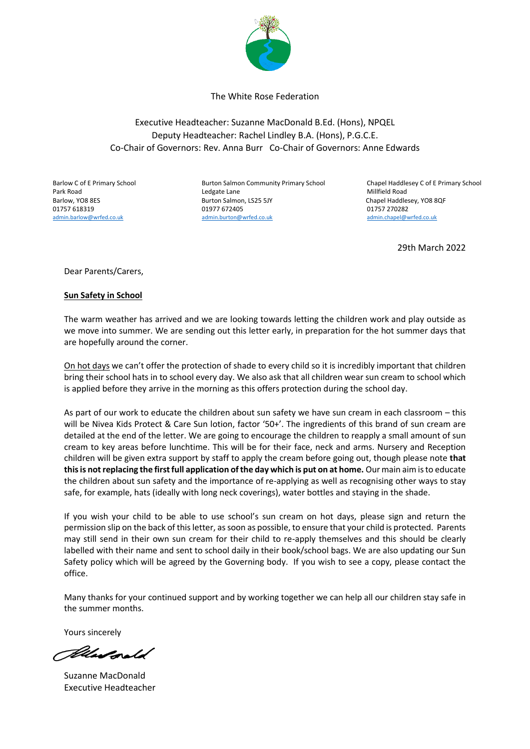The White Rose Federation

Executive Headteacher: Suzanne MacDonald B.Ed. (Hons), NPQEL
Deputy Headteacher: Rachel Lindley B.A. (Hons), P.G.C.E.
Co-Chair of Governors: Rev. Anna Burr   Co-Chair of Governors: Anne Edwards

Barlow C of E Primary School
Park Road
Barlow, YO8 8ES
01757 618319
admin.barlow@wrfed.co.uk

Burton Salmon Community Primary School
Ledgate Lane
Burton Salmon, LS25 5JY
01977 672405
admin.burton@wrfed.co.uk

Chapel Haddlesey C of E Primary School
Millfield Road
Chapel Haddlesey, YO8 8QF
01757 270282
admin.chapel@wrfed.co.uk

29th March 2022

Dear Parents/Carers,

**Sun Safety in School**

The warm weather has arrived and we are looking towards letting the children work and play outside as we move into summer. We are sending out this letter early, in preparation for the hot summer days that are hopefully around the corner.

On hot days we can't offer the protection of shade to every child so it is incredibly important that children bring their school hats in to school every day. We also ask that all children wear sun cream to school which is applied before they arrive in the morning as this offers protection during the school day.

As part of our work to educate the children about sun safety we have sun cream in each classroom – this will be Nivea Kids Protect & Care Sun lotion, factor '50+'. The ingredients of this brand of sun cream are detailed at the end of the letter. We are going to encourage the children to reapply a small amount of sun cream to key areas before lunchtime. This will be for their face, neck and arms. Nursery and Reception children will be given extra support by staff to apply the cream before going out, though please note **that this is not replacing the first full application of the day which is put on at home.** Our main aim is to educate the children about sun safety and the importance of re-applying as well as recognising other ways to stay safe, for example, hats (ideally with long neck coverings), water bottles and staying in the shade.

If you wish your child to be able to use school's sun cream on hot days, please sign and return the permission slip on the back of this letter, as soon as possible, to ensure that your child is protected. Parents may still send in their own sun cream for their child to re-apply themselves and this should be clearly labelled with their name and sent to school daily in their book/school bags. We are also updating our Sun Safety policy which will be agreed by the Governing body. If you wish to see a copy, please contact the office.

Many thanks for your continued support and by working together we can help all our children stay safe in the summer months.

Yours sincerely

Suzanne MacDonald
Executive Headteacher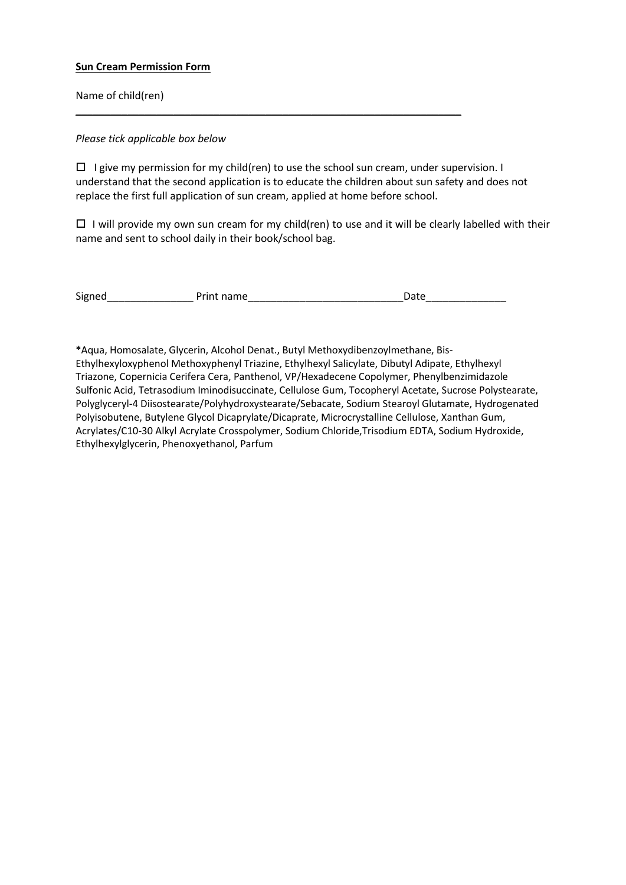**Sun Cream Permission Form**

Name of child(ren)

______________________________________________________________________

*Please tick applicable box below*

☐ I give my permission for my child(ren) to use the school sun cream, under supervision. I understand that the second application is to educate the children about sun safety and does not replace the first full application of sun cream, applied at home before school.

☐ I will provide my own sun cream for my child(ren) to use and it will be clearly labelled with their name and sent to school daily in their book/school bag.

Signed_______________ Print name___________________________Date______________

**\***Aqua, Homosalate, Glycerin, Alcohol Denat., Butyl Methoxydibenzoylmethane, Bis-Ethylhexyloxyphenol Methoxyphenyl Triazine, Ethylhexyl Salicylate, Dibutyl Adipate, Ethylhexyl Triazone, Copernicia Cerifera Cera, Panthenol, VP/Hexadecene Copolymer, Phenylbenzimidazole Sulfonic Acid, Tetrasodium Iminodisuccinate, Cellulose Gum, Tocopheryl Acetate, Sucrose Polystearate, Polyglyceryl-4 Diisostearate/Polyhydroxystearate/Sebacate, Sodium Stearoyl Glutamate, Hydrogenated Polyisobutene, Butylene Glycol Dicaprylate/Dicaprate, Microcrystalline Cellulose, Xanthan Gum, Acrylates/C10-30 Alkyl Acrylate Crosspolymer, Sodium Chloride,Trisodium EDTA, Sodium Hydroxide, Ethylhexylglycerin, Phenoxyethanol, Parfum